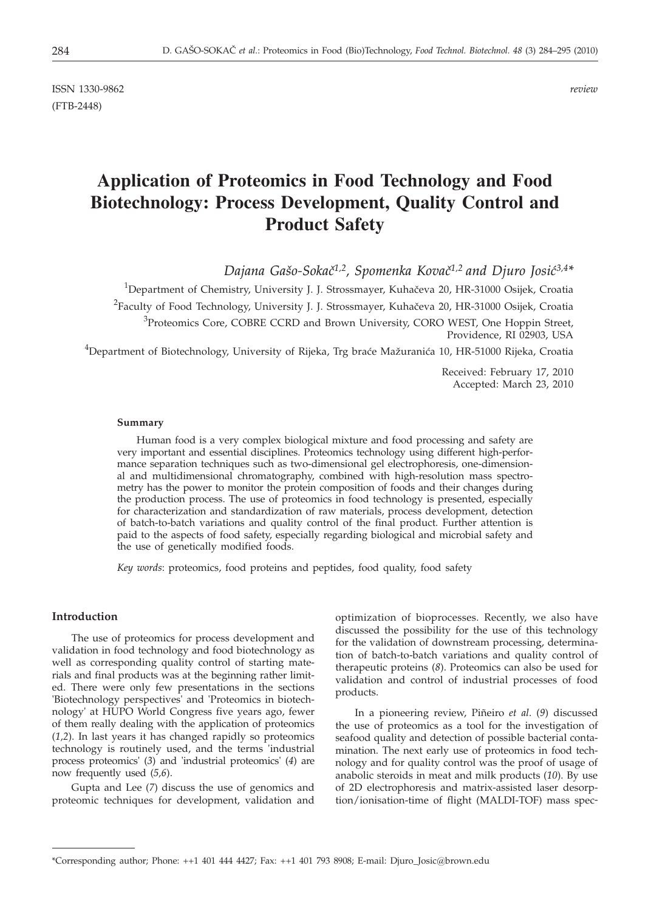ISSN 1330-9862 *review*
(FTB-2448)

# Application of Proteomics in Food Technology and Food Biotechnology: Process Development, Quality Control and Product Safety

*Dajana Gašo-Sokač*[1,2], *Spomenka Kovač*[1,2] *and Djuro Josić*[3,4]*

[1]Department of Chemistry, University J. J. Strossmayer, Kuhačeva 20, HR-31000 Osijek, Croatia

[2]Faculty of Food Technology, University J. J. Strossmayer, Kuhačeva 20, HR-31000 Osijek, Croatia

[3]Proteomics Core, COBRE CCRD and Brown University, CORO WEST, One Hoppin Street, Providence, RI 02903, USA

[4]Department of Biotechnology, University of Rijeka, Trg braće Mažuranića 10, HR-51000 Rijeka, Croatia

Received: February 17, 2010
Accepted: March 23, 2010

#### Summary

Human food is a very complex biological mixture and food processing and safety are very important and essential disciplines. Proteomics technology using different high-performance separation techniques such as two-dimensional gel electrophoresis, one-dimensional and multidimensional chromatography, combined with high-resolution mass spectrometry has the power to monitor the protein composition of foods and their changes during the production process. The use of proteomics in food technology is presented, especially for characterization and standardization of raw materials, process development, detection of batch-to-batch variations and quality control of the final product. Further attention is paid to the aspects of food safety, especially regarding biological and microbial safety and the use of genetically modified foods.

*Key words*: proteomics, food proteins and peptides, food quality, food safety

## Introduction

The use of proteomics for process development and validation in food technology and food biotechnology as well as corresponding quality control of starting materials and final products was at the beginning rather limited. There were only few presentations in the sections 'Biotechnology perspectives' and 'Proteomics in biotechnology' at HUPO World Congress five years ago, fewer of them really dealing with the application of proteomics (*1,2*). In last years it has changed rapidly so proteomics technology is routinely used, and the terms 'industrial process proteomics' (*3*) and 'industrial proteomics' (*4*) are now frequently used (*5,6*).

Gupta and Lee (*7*) discuss the use of genomics and proteomic techniques for development, validation and optimization of bioprocesses. Recently, we also have discussed the possibility for the use of this technology for the validation of downstream processing, determination of batch-to-batch variations and quality control of therapeutic proteins (*8*). Proteomics can also be used for validation and control of industrial processes of food products.

In a pioneering review, Piñeiro *et al*. (*9*) discussed the use of proteomics as a tool for the investigation of seafood quality and detection of possible bacterial contamination. The next early use of proteomics in food technology and for quality control was the proof of usage of anabolic steroids in meat and milk products (*10*). By use of 2D electrophoresis and matrix-assisted laser desorption/ionisation-time of flight (MALDI-TOF) mass spec-

*Corresponding author; Phone: ++1 401 444 4427; Fax: ++1 401 793 8908; E-mail: Djuro_Josic@brown.edu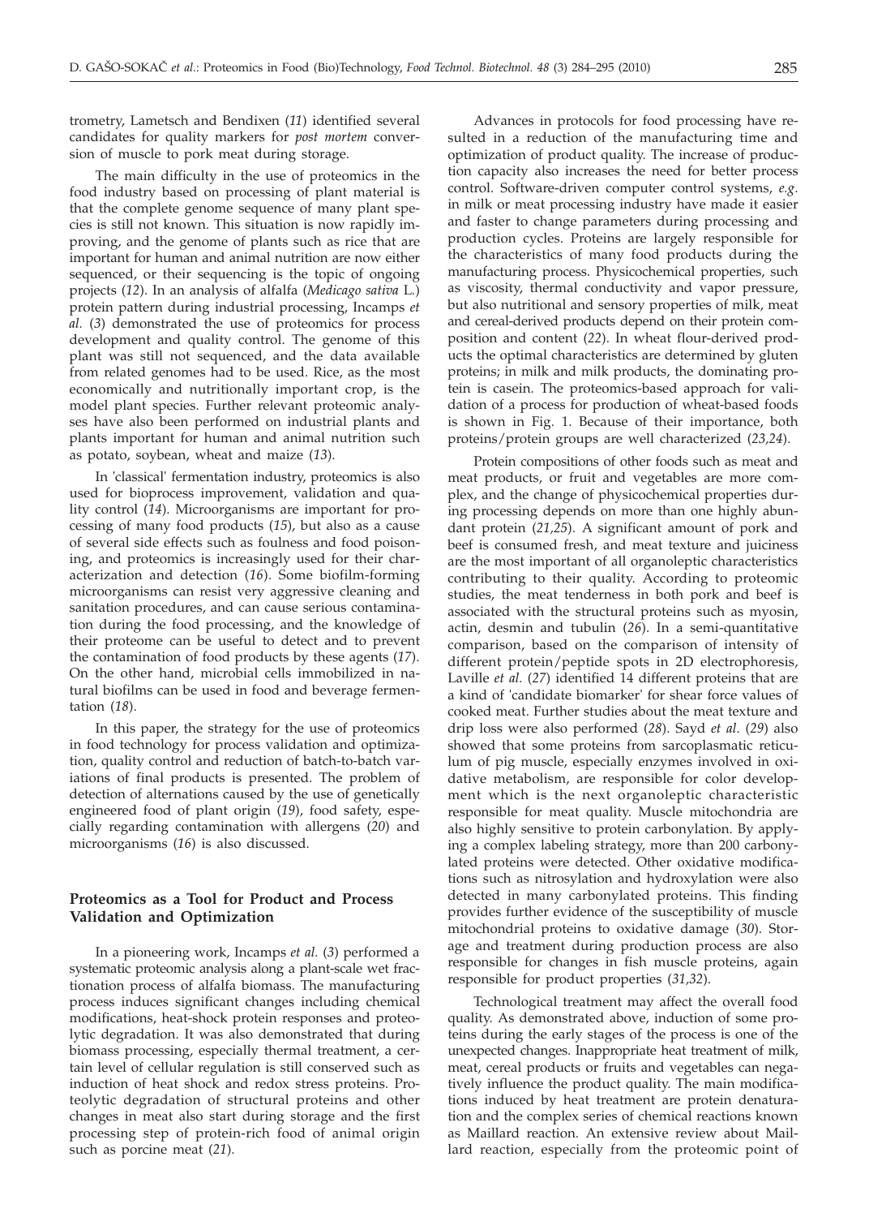trometry, Lametsch and Bendixen (*11*) identified several candidates for quality markers for *post mortem* conversion of muscle to pork meat during storage.

The main difficulty in the use of proteomics in the food industry based on processing of plant material is that the complete genome sequence of many plant species is still not known. This situation is now rapidly improving, and the genome of plants such as rice that are important for human and animal nutrition are now either sequenced, or their sequencing is the topic of ongoing projects (*12*). In an analysis of alfalfa (*Medicago sativa* L.) protein pattern during industrial processing, Incamps *et al.* (*3*) demonstrated the use of proteomics for process development and quality control. The genome of this plant was still not sequenced, and the data available from related genomes had to be used. Rice, as the most economically and nutritionally important crop, is the model plant species. Further relevant proteomic analyses have also been performed on industrial plants and plants important for human and animal nutrition such as potato, soybean, wheat and maize (*13*).

In 'classical' fermentation industry, proteomics is also used for bioprocess improvement, validation and quality control (*14*). Microorganisms are important for processing of many food products (*15*), but also as a cause of several side effects such as foulness and food poisoning, and proteomics is increasingly used for their characterization and detection (*16*). Some biofilm-forming microorganisms can resist very aggressive cleaning and sanitation procedures, and can cause serious contamination during the food processing, and the knowledge of their proteome can be useful to detect and to prevent the contamination of food products by these agents (*17*). On the other hand, microbial cells immobilized in natural biofilms can be used in food and beverage fermentation (*18*).

In this paper, the strategy for the use of proteomics in food technology for process validation and optimization, quality control and reduction of batch-to-batch variations of final products is presented. The problem of detection of alternations caused by the use of genetically engineered food of plant origin (*19*), food safety, especially regarding contamination with allergens (*20*) and microorganisms (*16*) is also discussed.

## Proteomics as a Tool for Product and Process Validation and Optimization

In a pioneering work, Incamps *et al.* (*3*) performed a systematic proteomic analysis along a plant-scale wet fractionation process of alfalfa biomass. The manufacturing process induces significant changes including chemical modifications, heat-shock protein responses and proteolytic degradation. It was also demonstrated that during biomass processing, especially thermal treatment, a certain level of cellular regulation is still conserved such as induction of heat shock and redox stress proteins. Proteolytic degradation of structural proteins and other changes in meat also start during storage and the first processing step of protein-rich food of animal origin such as porcine meat (*21*).

Advances in protocols for food processing have resulted in a reduction of the manufacturing time and optimization of product quality. The increase of production capacity also increases the need for better process control. Software-driven computer control systems, *e.g.* in milk or meat processing industry have made it easier and faster to change parameters during processing and production cycles. Proteins are largely responsible for the characteristics of many food products during the manufacturing process. Physicochemical properties, such as viscosity, thermal conductivity and vapor pressure, but also nutritional and sensory properties of milk, meat and cereal-derived products depend on their protein composition and content (*22*). In wheat flour-derived products the optimal characteristics are determined by gluten proteins; in milk and milk products, the dominating protein is casein. The proteomics-based approach for validation of a process for production of wheat-based foods is shown in Fig. 1. Because of their importance, both proteins/protein groups are well characterized (*23,24*).

Protein compositions of other foods such as meat and meat products, or fruit and vegetables are more complex, and the change of physicochemical properties during processing depends on more than one highly abundant protein (*21,25*). A significant amount of pork and beef is consumed fresh, and meat texture and juiciness are the most important of all organoleptic characteristics contributing to their quality. According to proteomic studies, the meat tenderness in both pork and beef is associated with the structural proteins such as myosin, actin, desmin and tubulin (*26*). In a semi-quantitative comparison, based on the comparison of intensity of different protein/peptide spots in 2D electrophoresis, Laville *et al.* (*27*) identified 14 different proteins that are a kind of 'candidate biomarker' for shear force values of cooked meat. Further studies about the meat texture and drip loss were also performed (*28*). Sayd *et al.* (*29*) also showed that some proteins from sarcoplasmatic reticulum of pig muscle, especially enzymes involved in oxidative metabolism, are responsible for color development which is the next organoleptic characteristic responsible for meat quality. Muscle mitochondria are also highly sensitive to protein carbonylation. By applying a complex labeling strategy, more than 200 carbonylated proteins were detected. Other oxidative modifications such as nitrosylation and hydroxylation were also detected in many carbonylated proteins. This finding provides further evidence of the susceptibility of muscle mitochondrial proteins to oxidative damage (*30*). Storage and treatment during production process are also responsible for changes in fish muscle proteins, again responsible for product properties (*31,32*).

Technological treatment may affect the overall food quality. As demonstrated above, induction of some proteins during the early stages of the process is one of the unexpected changes. Inappropriate heat treatment of milk, meat, cereal products or fruits and vegetables can negatively influence the product quality. The main modifications induced by heat treatment are protein denaturation and the complex series of chemical reactions known as Maillard reaction. An extensive review about Maillard reaction, especially from the proteomic point of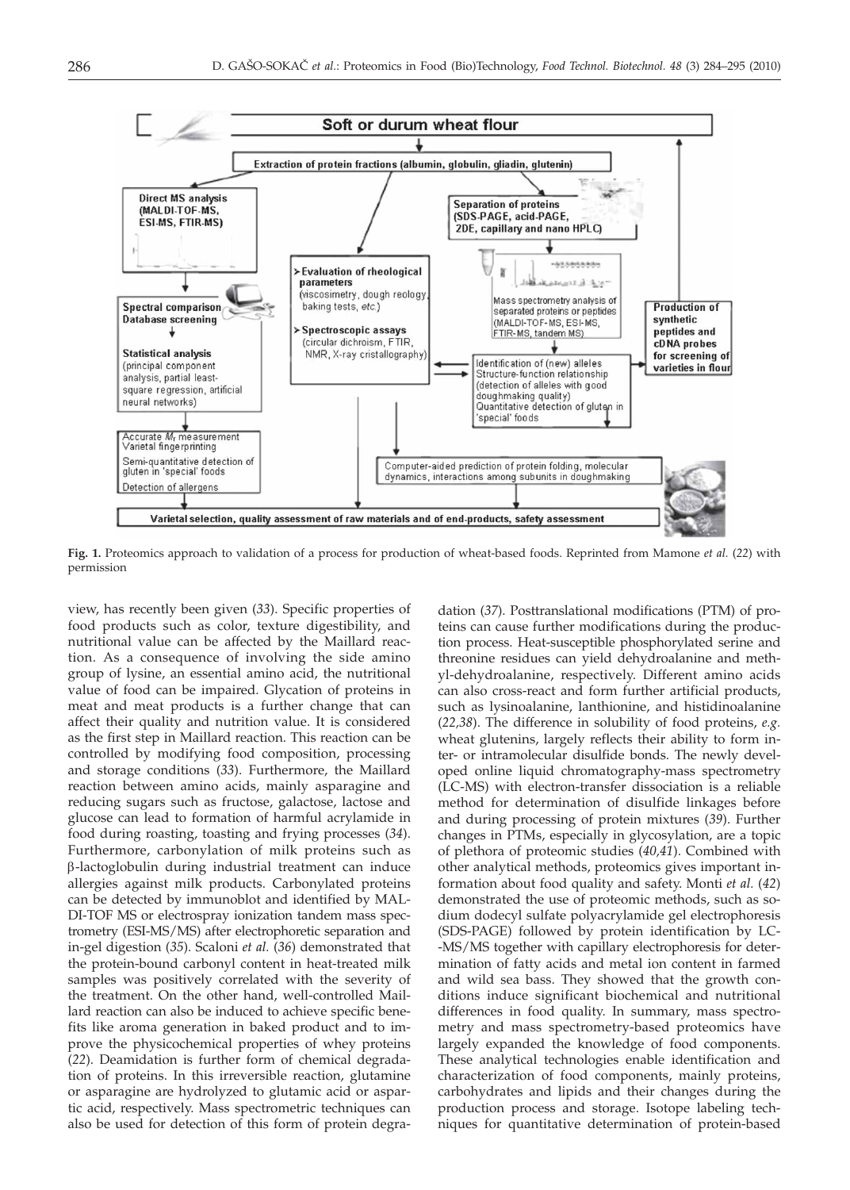**Fig. 1.** Proteomics approach to validation of a process for production of wheat-based foods. Reprinted from Mamone *et al.* (*22*) with permission

view, has recently been given (*33*). Specific properties of food products such as color, texture digestibility, and nutritional value can be affected by the Maillard reaction. As a consequence of involving the side amino group of lysine, an essential amino acid, the nutritional value of food can be impaired. Glycation of proteins in meat and meat products is a further change that can affect their quality and nutrition value. It is considered as the first step in Maillard reaction. This reaction can be controlled by modifying food composition, processing and storage conditions (*33*). Furthermore, the Maillard reaction between amino acids, mainly asparagine and reducing sugars such as fructose, galactose, lactose and glucose can lead to formation of harmful acrylamide in food during roasting, toasting and frying processes (*34*). Furthermore, carbonylation of milk proteins such as β-lactoglobulin during industrial treatment can induce allergies against milk products. Carbonylated proteins can be detected by immunoblot and identified by MALDI-TOF MS or electrospray ionization tandem mass spectrometry (ESI-MS/MS) after electrophoretic separation and in-gel digestion (*35*). Scaloni *et al.* (*36*) demonstrated that the protein-bound carbonyl content in heat-treated milk samples was positively correlated with the severity of the treatment. On the other hand, well-controlled Maillard reaction can also be induced to achieve specific benefits like aroma generation in baked product and to improve the physicochemical properties of whey proteins (*22*). Deamidation is further form of chemical degradation of proteins. In this irreversible reaction, glutamine or asparagine are hydrolyzed to glutamic acid or aspartic acid, respectively. Mass spectrometric techniques can also be used for detection of this form of protein degradation (*37*). Posttranslational modifications (PTM) of proteins can cause further modifications during the production process. Heat-susceptible phosphorylated serine and threonine residues can yield dehydroalanine and methyl-dehydroalanine, respectively. Different amino acids can also cross-react and form further artificial products, such as lysinoalanine, lanthionine, and histidinoalanine (*22,38*). The difference in solubility of food proteins, *e.g.* wheat glutenins, largely reflects their ability to form inter- or intramolecular disulfide bonds. The newly developed online liquid chromatography-mass spectrometry (LC-MS) with electron-transfer dissociation is a reliable method for determination of disulfide linkages before and during processing of protein mixtures (*39*). Further changes in PTMs, especially in glycosylation, are a topic of plethora of proteomic studies (*40,41*). Combined with other analytical methods, proteomics gives important information about food quality and safety. Monti *et al.* (*42*) demonstrated the use of proteomic methods, such as sodium dodecyl sulfate polyacrylamide gel electrophoresis (SDS-PAGE) followed by protein identification by LC-MS/MS together with capillary electrophoresis for determination of fatty acids and metal ion content in farmed and wild sea bass. They showed that the growth conditions induce significant biochemical and nutritional differences in food quality. In summary, mass spectrometry and mass spectrometry-based proteomics have largely expanded the knowledge of food components. These analytical technologies enable identification and characterization of food components, mainly proteins, carbohydrates and lipids and their changes during the production process and storage. Isotope labeling techniques for quantitative determination of protein-based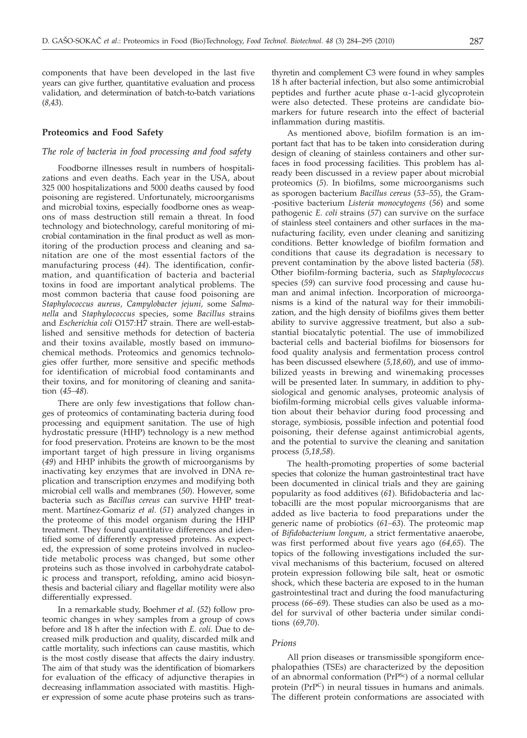components that have been developed in the last five years can give further, quantitative evaluation and process validation, and determination of batch-to-batch variations (*8,43*).

## Proteomics and Food Safety

### *The role of bacteria in food processing and food safety*

Foodborne illnesses result in numbers of hospitalizations and even deaths. Each year in the USA, about 325 000 hospitalizations and 5000 deaths caused by food poisoning are registered. Unfortunately, microorganisms and microbial toxins, especially foodborne ones as weapons of mass destruction still remain a threat. In food technology and biotechnology, careful monitoring of microbial contamination in the final product as well as monitoring of the production process and cleaning and sanitation are one of the most essential factors of the manufacturing process (*44*). The identification, confirmation, and quantification of bacteria and bacterial toxins in food are important analytical problems. The most common bacteria that cause food poisoning are *Staphylococcus aureus, Campylobacter jejuni,* some *Salmonella* and *Staphylococcus* species, some *Bacillus* strains and *Escherichia coli* O157:H7 strain. There are well-established and sensitive methods for detection of bacteria and their toxins available, mostly based on immunochemical methods. Proteomics and genomics technologies offer further, more sensitive and specific methods for identification of microbial food contaminants and their toxins, and for monitoring of cleaning and sanitation (*45–48*).

There are only few investigations that follow changes of proteomics of contaminating bacteria during food processing and equipment sanitation. The use of high hydrostatic pressure (HHP) technology is a new method for food preservation. Proteins are known to be the most important target of high pressure in living organisms (*49*) and HHP inhibits the growth of microorganisms by inactivating key enzymes that are involved in DNA replication and transcription enzymes and modifying both microbial cell walls and membranes (*50*). However, some bacteria such as *Bacillus cereus* can survive HHP treatment. Martínez-Gomariz *et al.* (*51*) analyzed changes in the proteome of this model organism during the HHP treatment. They found quantitative differences and identified some of differently expressed proteins. As expected, the expression of some proteins involved in nucleotide metabolic process was changed, but some other proteins such as those involved in carbohydrate catabolic process and transport, refolding, amino acid biosynthesis and bacterial ciliary and flagellar motility were also differentially expressed.

In a remarkable study, Boehmer *et al.* (*52*) follow proteomic changes in whey samples from a group of cows before and 18 h after the infection with *E. coli.* Due to decreased milk production and quality, discarded milk and cattle mortality, such infections can cause mastitis, which is the most costly disease that affects the dairy industry. The aim of that study was the identification of biomarkers for evaluation of the efficacy of adjunctive therapies in decreasing inflammation associated with mastitis. Higher expression of some acute phase proteins such as transthyretin and complement C3 were found in whey samples 18 h after bacterial infection, but also some antimicrobial peptides and further acute phase α-1-acid glycoprotein were also detected. These proteins are candidate biomarkers for future research into the effect of bacterial inflammation during mastitis.

As mentioned above, biofilm formation is an important fact that has to be taken into consideration during design of cleaning of stainless containers and other surfaces in food processing facilities. This problem has already been discussed in a review paper about microbial proteomics (*5*). In biofilms, some microorganisms such as sporogen bacterium *Bacillus cereus* (*53–55*), the Gram-positive bacterium *Listeria monocytogens* (*56*) and some pathogenic *E. coli* strains (*57*) can survive on the surface of stainless steel containers and other surfaces in the manufacturing facility, even under cleaning and sanitizing conditions. Better knowledge of biofilm formation and conditions that cause its degradation is necessary to prevent contamination by the above listed bacteria (*58*). Other biofilm-forming bacteria, such as *Staphylococcus* species (*59*) can survive food processing and cause human and animal infection. Incorporation of microorganisms is a kind of the natural way for their immobilization, and the high density of biofilms gives them better ability to survive aggressive treatment, but also a substantial biocatalytic potential. The use of immobilized bacterial cells and bacterial biofilms for biosensors for food quality analysis and fermentation process control has been discussed elsewhere (*5,18,60*), and use of immobilized yeasts in brewing and winemaking processes will be presented later. In summary, in addition to physiological and genomic analyses, proteomic analysis of biofilm-forming microbial cells gives valuable information about their behavior during food processing and storage, symbiosis, possible infection and potential food poisoning, their defense against antimicrobial agents, and the potential to survive the cleaning and sanitation process (*5,18,58*).

The health-promoting properties of some bacterial species that colonize the human gastrointestinal tract have been documented in clinical trials and they are gaining popularity as food additives (*61*). Bifidobacteria and lactobacilli are the most popular microorganisms that are added as live bacteria to food preparations under the generic name of probiotics (*61–63*). The proteomic map of *Bifidobacterium longum,* a strict fermentative anaerobe, was first performed about five years ago (*64,65*). The topics of the following investigations included the survival mechanisms of this bacterium, focused on altered protein expression following bile salt, heat or osmotic shock, which these bacteria are exposed to in the human gastrointestinal tract and during the food manufacturing process (*66–69*). These studies can also be used as a model for survival of other bacteria under similar conditions (*69,70*).

### *Prions*

All prion diseases or transmissible spongiform encephalopathies (TSEs) are characterized by the deposition of an abnormal conformation ($PrP^{Sc}$) of a normal cellular protein ($PrP^{C}$) in neural tissues in humans and animals. The different protein conformations are associated with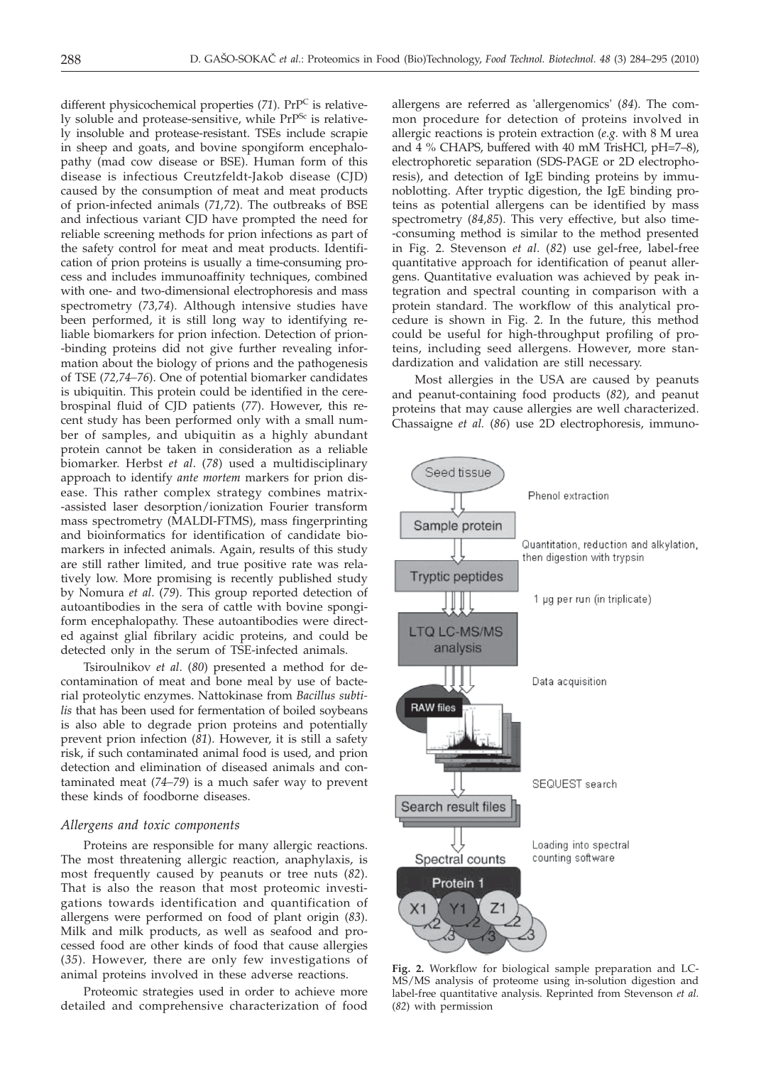different physicochemical properties (*71*). $PrP^C$ is relatively soluble and protease-sensitive, while $PrP^{Sc}$ is relatively insoluble and protease-resistant. TSEs include scrapie in sheep and goats, and bovine spongiform encephalopathy (mad cow disease or BSE). Human form of this disease is infectious Creutzfeldt-Jakob disease (CJD) caused by the consumption of meat and meat products of prion-infected animals (*71,72*). The outbreaks of BSE and infectious variant CJD have prompted the need for reliable screening methods for prion infections as part of the safety control for meat and meat products. Identification of prion proteins is usually a time-consuming process and includes immunoaffinity techniques, combined with one- and two-dimensional electrophoresis and mass spectrometry (*73,74*). Although intensive studies have been performed, it is still long way to identifying reliable biomarkers for prion infection. Detection of prion-binding proteins did not give further revealing information about the biology of prions and the pathogenesis of TSE (*72,74–76*). One of potential biomarker candidates is ubiquitin. This protein could be identified in the cerebrospinal fluid of CJD patients (*77*). However, this recent study has been performed only with a small number of samples, and ubiquitin as a highly abundant protein cannot be taken in consideration as a reliable biomarker. Herbst *et al*. (*78*) used a multidisciplinary approach to identify *ante mortem* markers for prion disease. This rather complex strategy combines matrix-assisted laser desorption/ionization Fourier transform mass spectrometry (MALDI-FTMS), mass fingerprinting and bioinformatics for identification of candidate biomarkers in infected animals. Again, results of this study are still rather limited, and true positive rate was relatively low. More promising is recently published study by Nomura *et al*. (*79*). This group reported detection of autoantibodies in the sera of cattle with bovine spongiform encephalopathy. These autoantibodies were directed against glial fibrilary acidic proteins, and could be detected only in the serum of TSE-infected animals.

Tsiroulnikov *et al*. (*80*) presented a method for decontamination of meat and bone meal by use of bacterial proteolytic enzymes. Nattokinase from *Bacillus subtilis* that has been used for fermentation of boiled soybeans is also able to degrade prion proteins and potentially prevent prion infection (*81*). However, it is still a safety risk, if such contaminated animal food is used, and prion detection and elimination of diseased animals and contaminated meat (*74–79*) is a much safer way to prevent these kinds of foodborne diseases.

### *Allergens and toxic components*

Proteins are responsible for many allergic reactions. The most threatening allergic reaction, anaphylaxis, is most frequently caused by peanuts or tree nuts (*82*). That is also the reason that most proteomic investigations towards identification and quantification of allergens were performed on food of plant origin (*83*). Milk and milk products, as well as seafood and processed food are other kinds of food that cause allergies (*35*). However, there are only few investigations of animal proteins involved in these adverse reactions.

Proteomic strategies used in order to achieve more detailed and comprehensive characterization of food allergens are referred as 'allergenomics' (*84*). The common procedure for detection of proteins involved in allergic reactions is protein extraction (*e.g.* with 8 M urea and 4 % CHAPS, buffered with 40 mM TrisHCl, pH=7–8), electrophoretic separation (SDS-PAGE or 2D electrophoresis), and detection of IgE binding proteins by immunoblotting. After tryptic digestion, the IgE binding proteins as potential allergens can be identified by mass spectrometry (*84,85*). This very effective, but also time-consuming method is similar to the method presented in Fig. 2. Stevenson *et al*. (*82*) use gel-free, label-free quantitative approach for identification of peanut allergens. Quantitative evaluation was achieved by peak integration and spectral counting in comparison with a protein standard. The workflow of this analytical procedure is shown in Fig. 2. In the future, this method could be useful for high-throughput profiling of proteins, including seed allergens. However, more standardization and validation are still necessary.

Most allergies in the USA are caused by peanuts and peanut-containing food products (*82*), and peanut proteins that may cause allergies are well characterized. Chassaigne *et al.* (*86*) use 2D electrophoresis, immuno-

**Fig. 2.** Workflow for biological sample preparation and LC-MS/MS analysis of proteome using in-solution digestion and label-free quantitative analysis. Reprinted from Stevenson *et al.* (*82*) with permission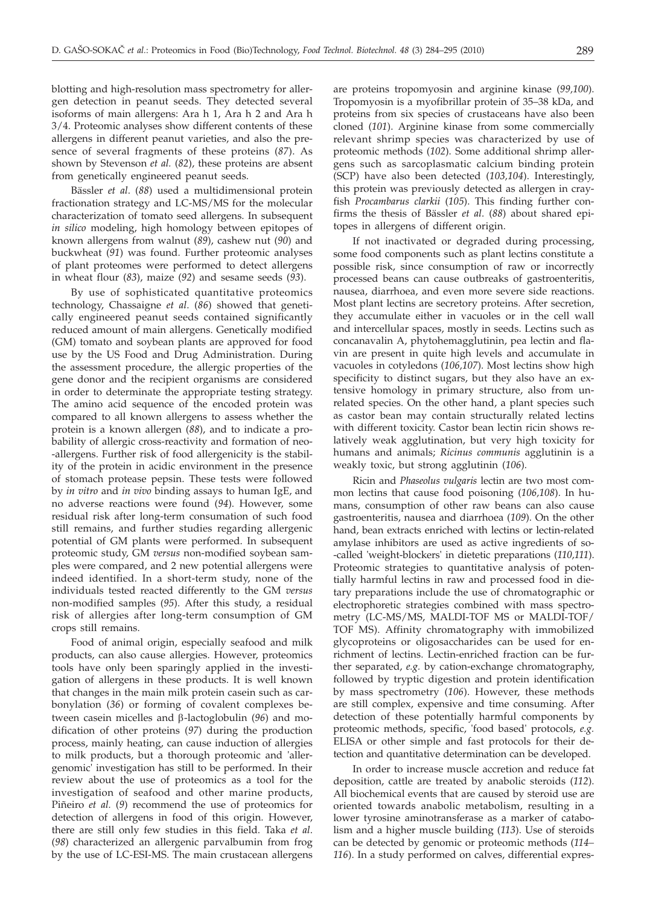blotting and high-resolution mass spectrometry for allergen detection in peanut seeds. They detected several isoforms of main allergens: Ara h 1, Ara h 2 and Ara h 3/4. Proteomic analyses show different contents of these allergens in different peanut varieties, and also the presence of several fragments of these proteins (*87*). As shown by Stevenson *et al.* (*82*), these proteins are absent from genetically engineered peanut seeds.

Bässler *et al.* (*88*) used a multidimensional protein fractionation strategy and LC-MS/MS for the molecular characterization of tomato seed allergens. In subsequent *in silico* modeling, high homology between epitopes of known allergens from walnut (*89*), cashew nut (*90*) and buckwheat (*91*) was found. Further proteomic analyses of plant proteomes were performed to detect allergens in wheat flour (*83*), maize (*92*) and sesame seeds (*93*).

By use of sophisticated quantitative proteomics technology, Chassaigne *et al.* (*86*) showed that genetically engineered peanut seeds contained significantly reduced amount of main allergens. Genetically modified (GM) tomato and soybean plants are approved for food use by the US Food and Drug Administration. During the assessment procedure, the allergic properties of the gene donor and the recipient organisms are considered in order to determinate the appropriate testing strategy. The amino acid sequence of the encoded protein was compared to all known allergens to assess whether the protein is a known allergen (*88*), and to indicate a probability of allergic cross-reactivity and formation of neo-allergens. Further risk of food allergenicity is the stability of the protein in acidic environment in the presence of stomach protease pepsin. These tests were followed by *in vitro* and *in vivo* binding assays to human IgE, and no adverse reactions were found (*94*). However, some residual risk after long-term consumation of such food still remains, and further studies regarding allergenic potential of GM plants were performed. In subsequent proteomic study, GM *versus* non-modified soybean samples were compared, and 2 new potential allergens were indeed identified. In a short-term study, none of the individuals tested reacted differently to the GM *versus* non-modified samples (*95*). After this study, a residual risk of allergies after long-term consumption of GM crops still remains.

Food of animal origin, especially seafood and milk products, can also cause allergies. However, proteomics tools have only been sparingly applied in the investigation of allergens in these products. It is well known that changes in the main milk protein casein such as carbonylation (*36*) or forming of covalent complexes between casein micelles and β-lactoglobulin (*96*) and modification of other proteins (*97*) during the production process, mainly heating, can cause induction of allergies to milk products, but a thorough proteomic and 'allergenomic' investigation has still to be performed. In their review about the use of proteomics as a tool for the investigation of seafood and other marine products, Piñeiro *et al.* (*9*) recommend the use of proteomics for detection of allergens in food of this origin. However, there are still only few studies in this field. Taka *et al.* (*98*) characterized an allergenic parvalbumin from frog by the use of LC-ESI-MS. The main crustacean allergens are proteins tropomyosin and arginine kinase (*99,100*). Tropomyosin is a myofibrillar protein of 35–38 kDa, and proteins from six species of crustaceans have also been cloned (*101*). Arginine kinase from some commercially relevant shrimp species was characterized by use of proteomic methods (*102*). Some additional shrimp allergens such as sarcoplasmatic calcium binding protein (SCP) have also been detected (*103,104*). Interestingly, this protein was previously detected as allergen in crayfish *Procambarus clarkii* (*105*). This finding further confirms the thesis of Bässler *et al.* (*88*) about shared epitopes in allergens of different origin.

If not inactivated or degraded during processing, some food components such as plant lectins constitute a possible risk, since consumption of raw or incorrectly processed beans can cause outbreaks of gastroenteritis, nausea, diarrhoea, and even more severe side reactions. Most plant lectins are secretory proteins. After secretion, they accumulate either in vacuoles or in the cell wall and intercellular spaces, mostly in seeds. Lectins such as concanavalin A, phytohemagglutinin, pea lectin and flavin are present in quite high levels and accumulate in vacuoles in cotyledons (*106,107*). Most lectins show high specificity to distinct sugars, but they also have an extensive homology in primary structure, also from unrelated species. On the other hand, a plant species such as castor bean may contain structurally related lectins with different toxicity. Castor bean lectin ricin shows relatively weak agglutination, but very high toxicity for humans and animals; *Ricinus communis* agglutinin is a weakly toxic, but strong agglutinin (*106*).

Ricin and *Phaseolus vulgaris* lectin are two most common lectins that cause food poisoning (*106,108*). In humans, consumption of other raw beans can also cause gastroenteritis, nausea and diarrhoea (*109*). On the other hand, bean extracts enriched with lectins or lectin-related amylase inhibitors are used as active ingredients of so-called 'weight-blockers' in dietetic preparations (*110,111*). Proteomic strategies to quantitative analysis of potentially harmful lectins in raw and processed food in dietary preparations include the use of chromatographic or electrophoretic strategies combined with mass spectrometry (LC-MS/MS, MALDI-TOF MS or MALDI-TOF/TOF MS). Affinity chromatography with immobilized glycoproteins or oligosaccharides can be used for enrichment of lectins. Lectin-enriched fraction can be further separated, *e.g.* by cation-exchange chromatography, followed by tryptic digestion and protein identification by mass spectrometry (*106*). However, these methods are still complex, expensive and time consuming. After detection of these potentially harmful components by proteomic methods, specific, 'food based' protocols, *e.g.* ELISA or other simple and fast protocols for their detection and quantitative determination can be developed.

In order to increase muscle accretion and reduce fat deposition, cattle are treated by anabolic steroids (*112*). All biochemical events that are caused by steroid use are oriented towards anabolic metabolism, resulting in a lower tyrosine aminotransferase as a marker of catabolism and a higher muscle building (*113*). Use of steroids can be detected by genomic or proteomic methods (*114–116*). In a study performed on calves, differential expres-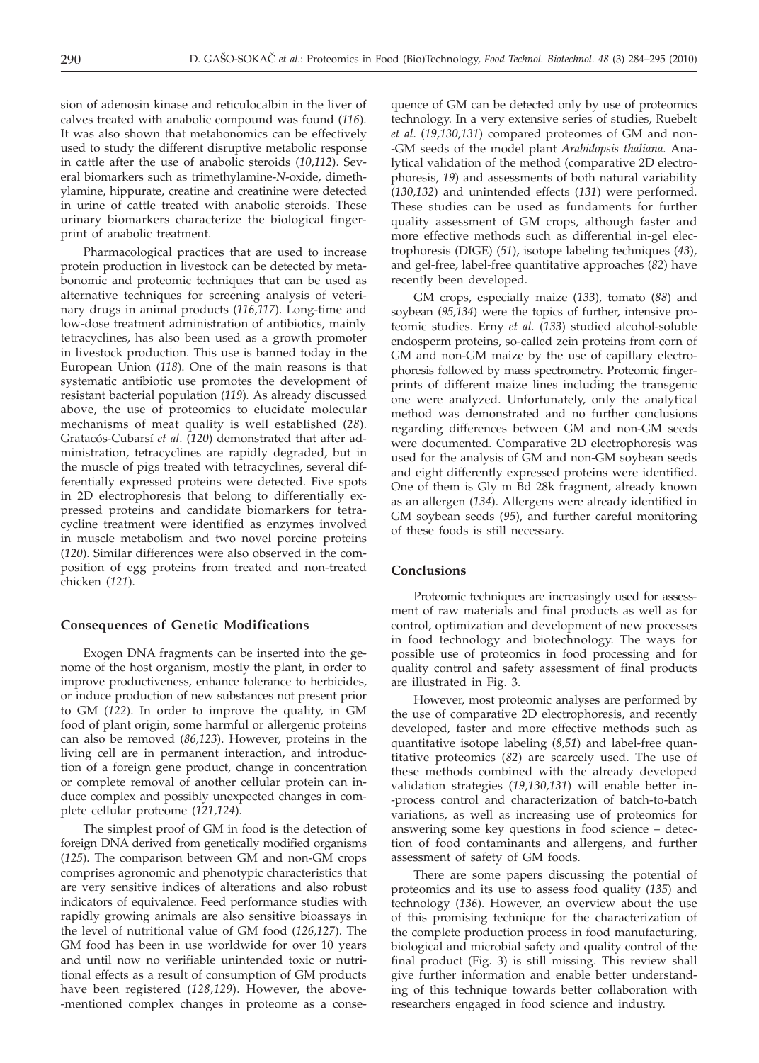sion of adenosin kinase and reticulocalbin in the liver of calves treated with anabolic compound was found (*116*). It was also shown that metabonomics can be effectively used to study the different disruptive metabolic response in cattle after the use of anabolic steroids (*10,112*). Several biomarkers such as trimethylamine-*N*-oxide, dimethylamine, hippurate, creatine and creatinine were detected in urine of cattle treated with anabolic steroids. These urinary biomarkers characterize the biological fingerprint of anabolic treatment.

Pharmacological practices that are used to increase protein production in livestock can be detected by metabonomic and proteomic techniques that can be used as alternative techniques for screening analysis of veterinary drugs in animal products (*116,117*). Long-time and low-dose treatment administration of antibiotics, mainly tetracyclines, has also been used as a growth promoter in livestock production. This use is banned today in the European Union (*118*). One of the main reasons is that systematic antibiotic use promotes the development of resistant bacterial population (*119*). As already discussed above, the use of proteomics to elucidate molecular mechanisms of meat quality is well established (*28*). Gratacós-Cubarsí *et al*. (*120*) demonstrated that after administration, tetracyclines are rapidly degraded, but in the muscle of pigs treated with tetracyclines, several differentially expressed proteins were detected. Five spots in 2D electrophoresis that belong to differentially expressed proteins and candidate biomarkers for tetracycline treatment were identified as enzymes involved in muscle metabolism and two novel porcine proteins (*120*). Similar differences were also observed in the composition of egg proteins from treated and non-treated chicken (*121*).

## Consequences of Genetic Modifications

Exogen DNA fragments can be inserted into the genome of the host organism, mostly the plant, in order to improve productiveness, enhance tolerance to herbicides, or induce production of new substances not present prior to GM (*122*). In order to improve the quality, in GM food of plant origin, some harmful or allergenic proteins can also be removed (*86,123*). However, proteins in the living cell are in permanent interaction, and introduction of a foreign gene product, change in concentration or complete removal of another cellular protein can induce complex and possibly unexpected changes in complete cellular proteome (*121,124*).

The simplest proof of GM in food is the detection of foreign DNA derived from genetically modified organisms (*125*). The comparison between GM and non-GM crops comprises agronomic and phenotypic characteristics that are very sensitive indices of alterations and also robust indicators of equivalence. Feed performance studies with rapidly growing animals are also sensitive bioassays in the level of nutritional value of GM food (*126,127*). The GM food has been in use worldwide for over 10 years and until now no verifiable unintended toxic or nutritional effects as a result of consumption of GM products have been registered (*128,129*). However, the above-mentioned complex changes in proteome as a consequence of GM can be detected only by use of proteomics technology. In a very extensive series of studies, Ruebelt *et al*. (*19,130,131*) compared proteomes of GM and non-GM seeds of the model plant *Arabidopsis thaliana.* Analytical validation of the method (comparative 2D electrophoresis, *19*) and assessments of both natural variability (*130,132*) and unintended effects (*131*) were performed. These studies can be used as fundaments for further quality assessment of GM crops, although faster and more effective methods such as differential in-gel electrophoresis (DIGE) (*51*), isotope labeling techniques (*43*), and gel-free, label-free quantitative approaches (*82*) have recently been developed.

GM crops, especially maize (*133*), tomato (*88*) and soybean (*95,134*) were the topics of further, intensive proteomic studies. Erny *et al.* (*133*) studied alcohol-soluble endosperm proteins, so-called zein proteins from corn of GM and non-GM maize by the use of capillary electrophoresis followed by mass spectrometry. Proteomic fingerprints of different maize lines including the transgenic one were analyzed. Unfortunately, only the analytical method was demonstrated and no further conclusions regarding differences between GM and non-GM seeds were documented. Comparative 2D electrophoresis was used for the analysis of GM and non-GM soybean seeds and eight differently expressed proteins were identified. One of them is Gly m Bd 28k fragment, already known as an allergen (*134*). Allergens were already identified in GM soybean seeds (*95*), and further careful monitoring of these foods is still necessary.

## Conclusions

Proteomic techniques are increasingly used for assessment of raw materials and final products as well as for control, optimization and development of new processes in food technology and biotechnology. The ways for possible use of proteomics in food processing and for quality control and safety assessment of final products are illustrated in Fig. 3.

However, most proteomic analyses are performed by the use of comparative 2D electrophoresis, and recently developed, faster and more effective methods such as quantitative isotope labeling (*8,51*) and label-free quantitative proteomics (*82*) are scarcely used. The use of these methods combined with the already developed validation strategies (*19,130,131*) will enable better in-process control and characterization of batch-to-batch variations, as well as increasing use of proteomics for answering some key questions in food science – detection of food contaminants and allergens, and further assessment of safety of GM foods.

There are some papers discussing the potential of proteomics and its use to assess food quality (*135*) and technology (*136*). However, an overview about the use of this promising technique for the characterization of the complete production process in food manufacturing, biological and microbial safety and quality control of the final product (Fig. 3) is still missing. This review shall give further information and enable better understanding of this technique towards better collaboration with researchers engaged in food science and industry.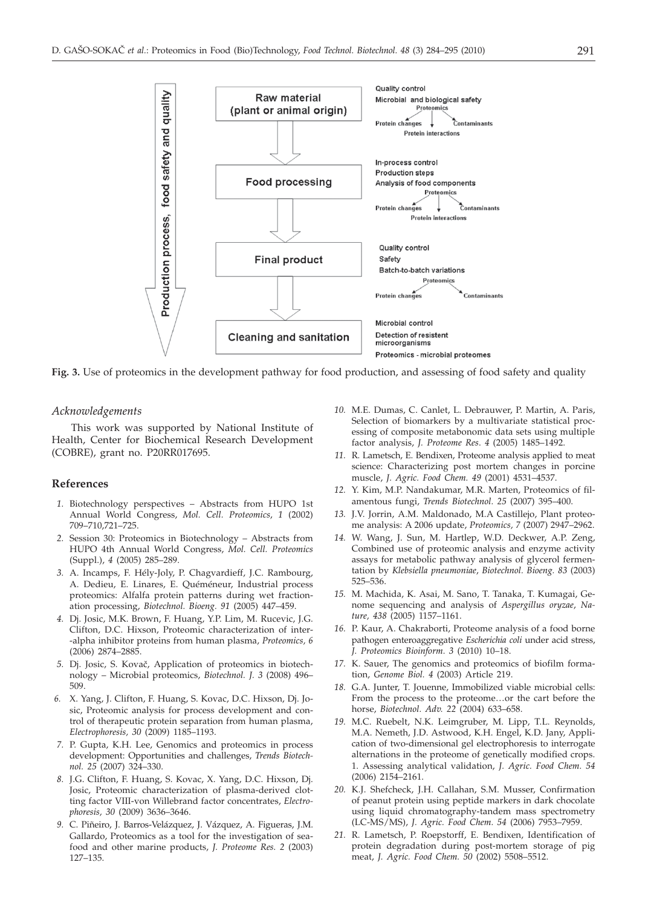**Fig. 3.** Use of proteomics in the development pathway for food production, and assessing of food safety and quality

## *Acknowledgements*

This work was supported by National Institute of Health, Center for Biochemical Research Development (COBRE), grant no. P20RR017695.

## **References**

*1.* Biotechnology perspectives – Abstracts from HUPO 1st Annual World Congress, *Mol. Cell. Proteomics, 1* (2002) 709–710,721–725.

*2.* Session 30: Proteomics in Biotechnology – Abstracts from HUPO 4th Annual World Congress, *Mol. Cell. Proteomics* (Suppl.), *4* (2005) 285–289.

*3.* A. Incamps, F. Hély-Joly, P. Chagvardieff, J.C. Rambourg, A. Dedieu, E. Linares, E. Quéméneur, Industrial process proteomics: Alfalfa protein patterns during wet fractionation processing, *Biotechnol. Bioeng. 91* (2005) 447–459.

*4.* Dj. Josic, M.K. Brown, F. Huang, Y.P. Lim, M. Rucevic, J.G. Clifton, D.C. Hixson, Proteomic characterization of inter-alpha inhibitor proteins from human plasma, *Proteomics, 6* (2006) 2874–2885.

*5.* Dj. Josic, S. Kovač, Application of proteomics in biotechnology – Microbial proteomics, *Biotechnol. J. 3* (2008) 496–509.

*6.* X. Yang, J. Clifton, F. Huang, S. Kovac, D.C. Hixson, Dj. Josic, Proteomic analysis for process development and control of therapeutic protein separation from human plasma, *Electrophoresis, 30* (2009) 1185–1193.

*7.* P. Gupta, K.H. Lee, Genomics and proteomics in process development: Opportunities and challenges, *Trends Biotechnol. 25* (2007) 324–330.

*8.* J.G. Clifton, F. Huang, S. Kovac, X. Yang, D.C. Hixson, Dj. Josic, Proteomic characterization of plasma-derived clotting factor VIII-von Willebrand factor concentrates, *Electrophoresis, 30* (2009) 3636–3646.

*9.* C. Piñeiro, J. Barros-Velázquez, J. Vázquez, A. Figueras, J.M. Gallardo, Proteomics as a tool for the investigation of seafood and other marine products, *J. Proteome Res. 2* (2003) 127–135.

*10.* M.E. Dumas, C. Canlet, L. Debrauwer, P. Martin, A. Paris, Selection of biomarkers by a multivariate statistical processing of composite metabonomic data sets using multiple factor analysis, *J. Proteome Res. 4* (2005) 1485–1492.

*11.* R. Lametsch, E. Bendixen, Proteome analysis applied to meat science: Characterizing post mortem changes in porcine muscle, *J. Agric. Food Chem. 49* (2001) 4531–4537.

*12.* Y. Kim, M.P. Nandakumar, M.R. Marten, Proteomics of filamentous fungi, *Trends Biotechnol. 25* (2007) 395–400.

*13.* J.V. Jorrin, A.M. Maldonado, M.A Castillejo, Plant proteome analysis: A 2006 update, *Proteomics, 7* (2007) 2947–2962.

*14.* W. Wang, J. Sun, M. Hartlep, W.D. Deckwer, A.P. Zeng, Combined use of proteomic analysis and enzyme activity assays for metabolic pathway analysis of glycerol fermentation by *Klebsiella pneumoniae*, *Biotechnol. Bioeng. 83* (2003) 525–536.

*15.* M. Machida, K. Asai, M. Sano, T. Tanaka, T. Kumagai, Genome sequencing and analysis of *Aspergillus oryzae*, *Nature, 438* (2005) 1157–1161.

*16.* P. Kaur, A. Chakraborti, Proteome analysis of a food borne pathogen enteroaggregative *Escherichia coli* under acid stress, *J. Proteomics Bioinform. 3* (2010) 10–18.

*17.* K. Sauer, The genomics and proteomics of biofilm formation, *Genome Biol. 4* (2003) Article 219.

*18.* G.A. Junter, T. Jouenne, Immobilized viable microbial cells: From the process to the proteome…or the cart before the horse, *Biotechnol. Adv. 22* (2004) 633–658.

*19.* M.C. Ruebelt, N.K. Leimgruber, M. Lipp, T.L. Reynolds, M.A. Nemeth, J.D. Astwood, K.H. Engel, K.D. Jany, Application of two-dimensional gel electrophoresis to interrogate alternations in the proteome of genetically modified crops. 1. Assessing analytical validation, *J. Agric. Food Chem. 54* (2006) 2154–2161.

*20.* K.J. Shefcheck, J.H. Callahan, S.M. Musser, Confirmation of peanut protein using peptide markers in dark chocolate using liquid chromatography-tandem mass spectrometry (LC-MS/MS), *J. Agric. Food Chem. 54* (2006) 7953–7959.

*21.* R. Lametsch, P. Roepstorff, E. Bendixen, Identification of protein degradation during post-mortem storage of pig meat, *J. Agric. Food Chem. 50* (2002) 5508–5512.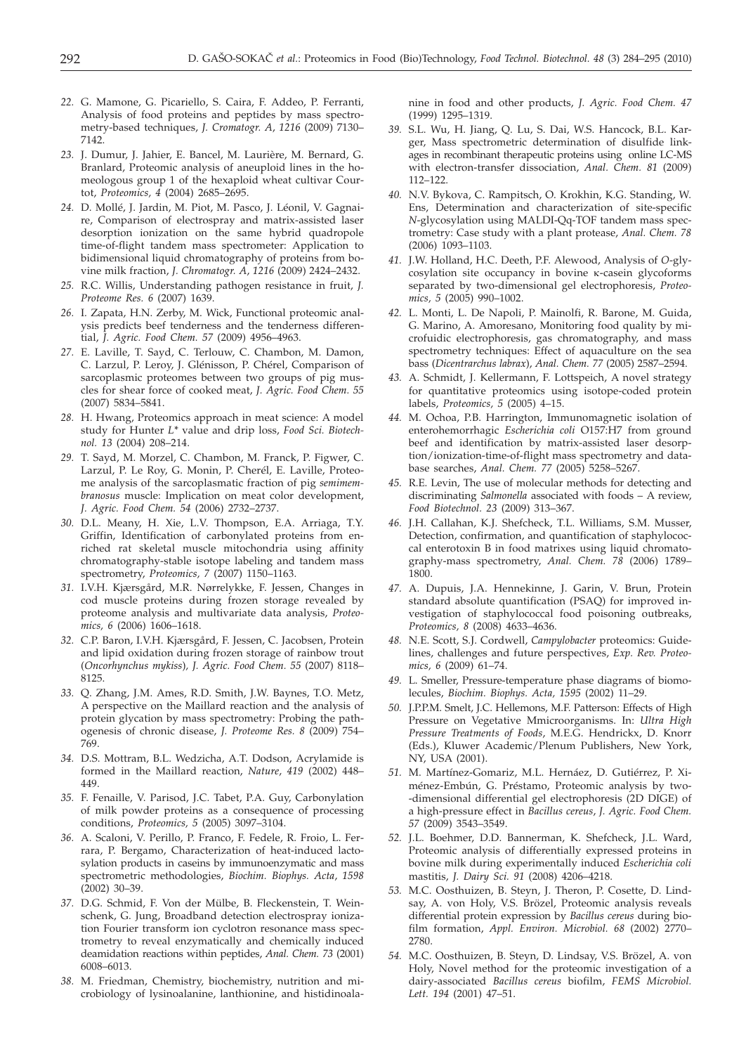22. G. Mamone, G. Picariello, S. Caira, F. Addeo, P. Ferranti, Analysis of food proteins and peptides by mass spectrometry-based techniques, *J. Cromatogr. A, 1216* (2009) 7130–7142.

23. J. Dumur, J. Jahier, E. Bancel, M. Laurière, M. Bernard, G. Branlard, Proteomic analysis of aneuploid lines in the homeologous group 1 of the hexaploid wheat cultivar Courtot, *Proteomics, 4* (2004) 2685–2695.

24. D. Mollé, J. Jardin, M. Piot, M. Pasco, J. Léonil, V. Gagnaire, Comparison of electrospray and matrix-assisted laser desorption ionization on the same hybrid quadropole time-of-flight tandem mass spectrometer: Application to bidimensional liquid chromatography of proteins from bovine milk fraction, *J. Chromatogr. A, 1216* (2009) 2424–2432.

25. R.C. Willis, Understanding pathogen resistance in fruit, *J. Proteome Res. 6* (2007) 1639.

26. I. Zapata, H.N. Zerby, M. Wick, Functional proteomic analysis predicts beef tenderness and the tenderness differential, *J. Agric. Food Chem. 57* (2009) 4956–4963.

27. E. Laville, T. Sayd, C. Terlouw, C. Chambon, M. Damon, C. Larzul, P. Leroy, J. Glénisson, P. Chérel, Comparison of sarcoplasmic proteomes between two groups of pig muscles for shear force of cooked meat, *J. Agric. Food Chem. 55* (2007) 5834–5841.

28. H. Hwang, Proteomics approach in meat science: A model study for Hunter *L\** value and drip loss, *Food Sci. Biotechnol. 13* (2004) 208–214.

29. T. Sayd, M. Morzel, C. Chambon, M. Franck, P. Figwer, C. Larzul, P. Le Roy, G. Monin, P. Cherél, E. Laville, Proteome analysis of the sarcoplasmatic fraction of pig *semimembranosus* muscle: Implication on meat color development, *J. Agric. Food Chem. 54* (2006) 2732–2737.

30. D.L. Meany, H. Xie, L.V. Thompson, E.A. Arriaga, T.Y. Griffin, Identification of carbonylated proteins from enriched rat skeletal muscle mitochondria using affinity chromatography-stable isotope labeling and tandem mass spectrometry, *Proteomics, 7* (2007) 1150–1163.

31. I.V.H. Kjærsgård, M.R. Nørrelykke, F. Jessen, Changes in cod muscle proteins during frozen storage revealed by proteome analysis and multivariate data analysis, *Proteomics, 6* (2006) 1606–1618.

32. C.P. Baron, I.V.H. Kjærsgård, F. Jessen, C. Jacobsen, Protein and lipid oxidation during frozen storage of rainbow trout (*Oncorhynchus mykiss*), *J. Agric. Food Chem. 55* (2007) 8118–8125.

33. Q. Zhang, J.M. Ames, R.D. Smith, J.W. Baynes, T.O. Metz, A perspective on the Maillard reaction and the analysis of protein glycation by mass spectrometry: Probing the pathogenesis of chronic disease, *J. Proteome Res. 8* (2009) 754–769.

34. D.S. Mottram, B.L. Wedzicha, A.T. Dodson, Acrylamide is formed in the Maillard reaction, *Nature, 419* (2002) 448–449.

35. F. Fenaille, V. Parisod, J.C. Tabet, P.A. Guy, Carbonylation of milk powder proteins as a consequence of processing conditions, *Proteomics, 5* (2005) 3097–3104.

36. A. Scaloni, V. Perillo, P. Franco, F. Fedele, R. Froio, L. Ferrara, P. Bergamo, Characterization of heat-induced lactosylation products in caseins by immunoenzymatic and mass spectrometric methodologies, *Biochim. Biophys. Acta, 1598* (2002) 30–39.

37. D.G. Schmid, F. Von der Mülbe, B. Fleckenstein, T. Weinschenk, G. Jung, Broadband detection electrospray ionization Fourier transform ion cyclotron resonance mass spectrometry to reveal enzymatically and chemically induced deamidation reactions within peptides, *Anal. Chem. 73* (2001) 6008–6013.

38. M. Friedman, Chemistry, biochemistry, nutrition and microbiology of lysinoalanine, lanthionine, and histidinoalanine in food and other products, *J. Agric. Food Chem. 47* (1999) 1295–1319.

39. S.L. Wu, H. Jiang, Q. Lu, S. Dai, W.S. Hancock, B.L. Karger, Mass spectrometric determination of disulfide linkages in recombinant therapeutic proteins using online LC-MS with electron-transfer dissociation, *Anal. Chem. 81* (2009) 112–122.

40. N.V. Bykova, C. Rampitsch, O. Krokhin, K.G. Standing, W. Ens, Determination and characterization of site-specific *N*-glycosylation using MALDI-Qq-TOF tandem mass spectrometry: Case study with a plant protease, *Anal. Chem. 78* (2006) 1093–1103.

41. J.W. Holland, H.C. Deeth, P.F. Alewood, Analysis of *O*-glycosylation site occupancy in bovine κ-casein glycoforms separated by two-dimensional gel electrophoresis, *Proteomics, 5* (2005) 990–1002.

42. L. Monti, L. De Napoli, P. Mainolfi, R. Barone, M. Guida, G. Marino, A. Amoresano, Monitoring food quality by microfuidic electrophoresis, gas chromatography, and mass spectrometry techniques: Effect of aquaculture on the sea bass (*Dicentrarchus labrax*), *Anal. Chem. 77* (2005) 2587–2594.

43. A. Schmidt, J. Kellermann, F. Lottspeich, A novel strategy for quantitative proteomics using isotope-coded protein labels, *Proteomics, 5* (2005) 4–15.

44. M. Ochoa, P.B. Harrington, Immunomagnetic isolation of enterohemorrhagic *Escherichia coli* O157:H7 from ground beef and identification by matrix-assisted laser desorption/ionization-time-of-flight mass spectrometry and database searches, *Anal. Chem. 77* (2005) 5258–5267.

45. R.E. Levin, The use of molecular methods for detecting and discriminating *Salmonella* associated with foods – A review, *Food Biotechnol. 23* (2009) 313–367.

46. J.H. Callahan, K.J. Shefcheck, T.L. Williams, S.M. Musser, Detection, confirmation, and quantification of staphylococcal enterotoxin B in food matrixes using liquid chromatography-mass spectrometry, *Anal. Chem. 78* (2006) 1789–1800.

47. A. Dupuis, J.A. Hennekinne, J. Garin, V. Brun, Protein standard absolute quantification (PSAQ) for improved investigation of staphylococcal food poisoning outbreaks, *Proteomics, 8* (2008) 4633–4636.

48. N.E. Scott, S.J. Cordwell, *Campylobacter* proteomics: Guidelines, challenges and future perspectives, *Exp. Rev. Proteomics, 6* (2009) 61–74.

49. L. Smeller, Pressure-temperature phase diagrams of biomolecules, *Biochim. Biophys. Acta, 1595* (2002) 11–29.

50. J.P.P.M. Smelt, J.C. Hellemons, M.F. Patterson: Effects of High Pressure on Vegetative Mmicroorganisms. In: *Ultra High Pressure Treatments of Foods*, M.E.G. Hendrickx, D. Knorr (Eds.), Kluwer Academic/Plenum Publishers, New York, NY, USA (2001).

51. M. Martínez-Gomariz, M.L. Hernáez, D. Gutiérrez, P. Ximénez-Embún, G. Préstamo, Proteomic analysis by two-dimensional differential gel electrophoresis (2D DIGE) of a high-pressure effect in *Bacillus cereus*, *J. Agric. Food Chem. 57* (2009) 3543–3549.

52. J.L. Boehmer, D.D. Bannerman, K. Shefcheck, J.L. Ward, Proteomic analysis of differentially expressed proteins in bovine milk during experimentally induced *Escherichia coli* mastitis, *J. Dairy Sci. 91* (2008) 4206–4218.

53. M.C. Oosthuizen, B. Steyn, J. Theron, P. Cosette, D. Lindsay, A. von Holy, V.S. Brözel, Proteomic analysis reveals differential protein expression by *Bacillus cereus* during biofilm formation, *Appl. Environ. Microbiol. 68* (2002) 2770–2780.

54. M.C. Oosthuizen, B. Steyn, D. Lindsay, V.S. Brözel, A. von Holy, Novel method for the proteomic investigation of a dairy-associated *Bacillus cereus* biofilm, *FEMS Microbiol. Lett. 194* (2001) 47–51.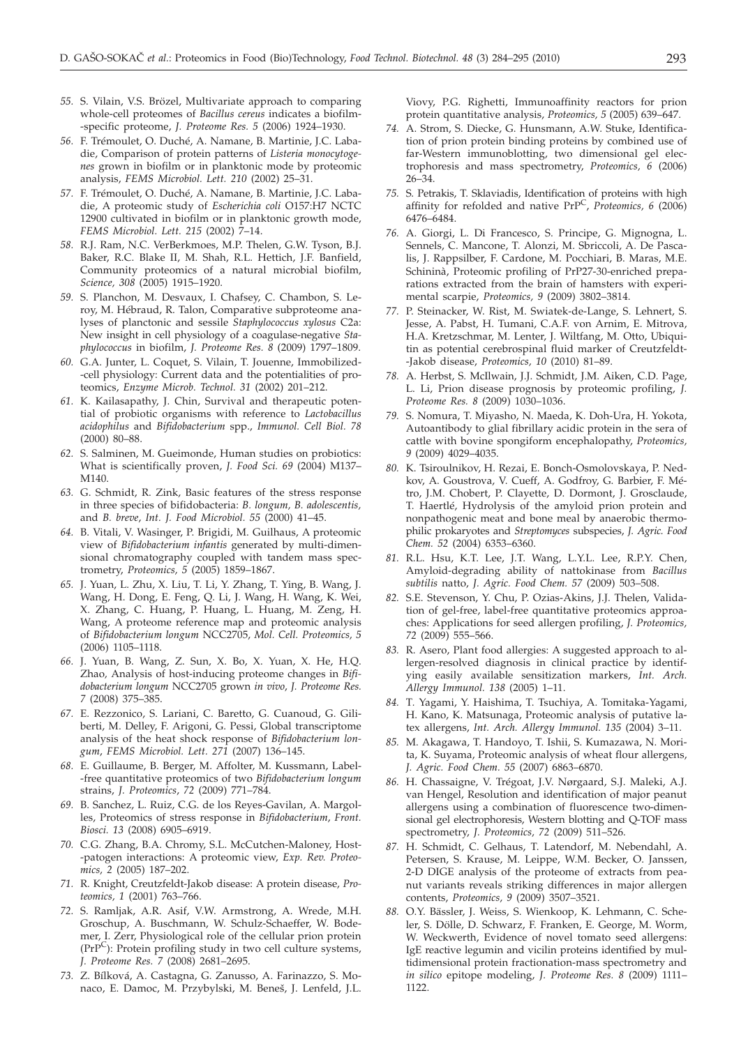55. S. Vilain, V.S. Brözel, Multivariate approach to comparing whole-cell proteomes of *Bacillus cereus* indicates a biofilm-specific proteome, *J. Proteome Res. 5* (2006) 1924–1930.

56. F. Trémoulet, O. Duché, A. Namane, B. Martinie, J.C. Labadie, Comparison of protein patterns of *Listeria monocytogenes* grown in biofilm or in planktonic mode by proteomic analysis, *FEMS Microbiol. Lett. 210* (2002) 25–31.

57. F. Trémoulet, O. Duché, A. Namane, B. Martinie, J.C. Labadie, A proteomic study of *Escherichia coli* O157:H7 NCTC 12900 cultivated in biofilm or in planktonic growth mode, *FEMS Microbiol. Lett. 215* (2002) 7–14.

58. R.J. Ram, N.C. VerBerkmoes, M.P. Thelen, G.W. Tyson, B.J. Baker, R.C. Blake II, M. Shah, R.L. Hettich, J.F. Banfield, Community proteomics of a natural microbial biofilm, *Science, 308* (2005) 1915–1920.

59. S. Planchon, M. Desvaux, I. Chafsey, C. Chambon, S. Leroy, M. Hébraud, R. Talon, Comparative subproteome analyses of planctonic and sessile *Staphylococcus xylosus* C2a: New insight in cell physiology of a coagulase-negative *Staphylococcus* in biofilm, *J. Proteome Res. 8* (2009) 1797–1809.

60. G.A. Junter, L. Coquet, S. Vilain, T. Jouenne, Immobilized-cell physiology: Current data and the potentialities of proteomics, *Enzyme Microb. Technol. 31* (2002) 201–212.

61. K. Kailasapathy, J. Chin, Survival and therapeutic potential of probiotic organisms with reference to *Lactobacillus acidophilus* and *Bifidobacterium* spp., *Immunol. Cell Biol. 78* (2000) 80–88.

62. S. Salminen, M. Gueimonde, Human studies on probiotics: What is scientifically proven, *J. Food Sci. 69* (2004) M137–M140.

63. G. Schmidt, R. Zink, Basic features of the stress response in three species of bifidobacteria: *B. longum, B. adolescentis,* and *B. breve*, *Int. J. Food Microbiol. 55* (2000) 41–45.

64. B. Vitali, V. Wasinger, P. Brigidi, M. Guilhaus, A proteomic view of *Bifidobacterium infantis* generated by multi-dimensional chromatography coupled with tandem mass spectrometry, *Proteomics, 5* (2005) 1859–1867.

65. J. Yuan, L. Zhu, X. Liu, T. Li, Y. Zhang, T. Ying, B. Wang, J. Wang, H. Dong, E. Feng, Q. Li, J. Wang, H. Wang, K. Wei, X. Zhang, C. Huang, P. Huang, L. Huang, M. Zeng, H. Wang, A proteome reference map and proteomic analysis of *Bifidobacterium longum* NCC2705, *Mol. Cell. Proteomics, 5* (2006) 1105–1118.

66. J. Yuan, B. Wang, Z. Sun, X. Bo, X. Yuan, X. He, H.Q. Zhao, Analysis of host-inducing proteome changes in *Bifidobacterium longum* NCC2705 grown *in vivo*, *J. Proteome Res. 7* (2008) 375–385.

67. E. Rezzonico, S. Lariani, C. Baretto, G. Cuanoud, G. Giliberti, M. Delley, F. Arigoni, G. Pessi, Global transcriptome analysis of the heat shock response of *Bifidobacterium longum*, *FEMS Microbiol. Lett. 271* (2007) 136–145.

68. E. Guillaume, B. Berger, M. Affolter, M. Kussmann, Label-free quantitative proteomics of two *Bifidobacterium longum* strains, *J. Proteomics, 72* (2009) 771–784.

69. B. Sanchez, L. Ruiz, C.G. de los Reyes-Gavilan, A. Margolles, Proteomics of stress response in *Bifidobacterium*, *Front. Biosci. 13* (2008) 6905–6919.

70. C.G. Zhang, B.A. Chromy, S.L. McCutchen-Maloney, Host-pathogen interactions: A proteomic view, *Exp. Rev. Proteomics, 2* (2005) 187–202.

71. R. Knight, Creutzfeldt-Jakob disease: A protein disease, *Proteomics, 1* (2001) 763–766.

72. S. Ramljak, A.R. Asif, V.W. Armstrong, A. Wrede, M.H. Groschup, A. Buschmann, W. Schulz-Schaeffer, W. Bodemer, I. Zerr, Physiological role of the cellular prion protein ($PrP^C$): Protein profiling study in two cell culture systems, *J. Proteome Res. 7* (2008) 2681–2695.

73. Z. Bílková, A. Castagna, G. Zanusso, A. Farinazzo, S. Monaco, E. Damoc, M. Przybylski, M. Beneš, J. Lenfeld, J.L. Viovy, P.G. Righetti, Immunoaffinity reactors for prion protein quantitative analysis, *Proteomics, 5* (2005) 639–647.

74. A. Strom, S. Diecke, G. Hunsmann, A.W. Stuke, Identification of prion protein binding proteins by combined use of far-Western immunoblotting, two dimensional gel electrophoresis and mass spectrometry, *Proteomics, 6* (2006) 26–34.

75. S. Petrakis, T. Sklaviadis, Identification of proteins with high affinity for refolded and native $PrP^C$, *Proteomics, 6* (2006) 6476–6484.

76. A. Giorgi, L. Di Francesco, S. Principe, G. Mignogna, L. Sennels, C. Mancone, T. Alonzi, M. Sbriccoli, A. De Pascalis, J. Rappsilber, F. Cardone, M. Pocchiari, B. Maras, M.E. Schininà, Proteomic profiling of PrP27-30-enriched preparations extracted from the brain of hamsters with experimental scarpie, *Proteomics, 9* (2009) 3802–3814.

77. P. Steinacker, W. Rist, M. Swiatek-de-Lange, S. Lehnert, S. Jesse, A. Pabst, H. Tumani, C.A.F. von Arnim, E. Mitrova, H.A. Kretzschmar, M. Lenter, J. Wiltfang, M. Otto, Ubiquitin as potential cerebrospinal fluid marker of Creutzfeldt-Jakob disease, *Proteomics, 10* (2010) 81–89.

78. A. Herbst, S. McIlwain, J.J. Schmidt, J.M. Aiken, C.D. Page, L. Li, Prion disease prognosis by proteomic profiling, *J. Proteome Res. 8* (2009) 1030–1036.

79. S. Nomura, T. Miyasho, N. Maeda, K. Doh-Ura, H. Yokota, Autoantibody to glial fibrillary acidic protein in the sera of cattle with bovine spongiform encephalopathy, *Proteomics, 9* (2009) 4029–4035.

80. K. Tsiroulnikov, H. Rezai, E. Bonch-Osmolovskaya, P. Nedkov, A. Goustrova, V. Cueff, A. Godfroy, G. Barbier, F. Métro, J.M. Chobert, P. Clayette, D. Dormont, J. Grosclaude, T. Haertlé, Hydrolysis of the amyloid prion protein and nonpathogenic meat and bone meal by anaerobic thermophilic prokaryotes and *Streptomyces* subspecies, *J. Agric. Food Chem. 52* (2004) 6353–6360.

81. R.L. Hsu, K.T. Lee, J.T. Wang, L.Y.L. Lee, R.P.Y. Chen, Amyloid-degrading ability of nattokinase from *Bacillus subtilis* natto, *J. Agric. Food Chem. 57* (2009) 503–508.

82. S.E. Stevenson, Y. Chu, P. Ozias-Akins, J.J. Thelen, Validation of gel-free, label-free quantitative proteomics approaches: Applications for seed allergen profiling, *J. Proteomics, 72* (2009) 555–566.

83. R. Asero, Plant food allergies: A suggested approach to allergen-resolved diagnosis in clinical practice by identifying easily available sensitization markers, *Int. Arch. Allergy Immunol. 138* (2005) 1–11.

84. T. Yagami, Y. Haishima, T. Tsuchiya, A. Tomitaka-Yagami, H. Kano, K. Matsunaga, Proteomic analysis of putative latex allergens, *Int. Arch. Allergy Immunol. 135* (2004) 3–11.

85. M. Akagawa, T. Handoyo, T. Ishii, S. Kumazawa, N. Morita, K. Suyama, Proteomic analysis of wheat flour allergens, *J. Agric. Food Chem. 55* (2007) 6863–6870.

86. H. Chassaigne, V. Trégoat, J.V. Nørgaard, S.J. Maleki, A.J. van Hengel, Resolution and identification of major peanut allergens using a combination of fluorescence two-dimensional gel electrophoresis, Western blotting and Q-TOF mass spectrometry, *J. Proteomics, 72* (2009) 511–526.

87. H. Schmidt, C. Gelhaus, T. Latendorf, M. Nebendahl, A. Petersen, S. Krause, M. Leippe, W.M. Becker, O. Janssen, 2-D DIGE analysis of the proteome of extracts from peanut variants reveals striking differences in major allergen contents, *Proteomics, 9* (2009) 3507–3521.

88. O.Y. Bässler, J. Weiss, S. Wienkoop, K. Lehmann, C. Scheler, S. Dölle, D. Schwarz, F. Franken, E. George, M. Worm, W. Weckwerth, Evidence of novel tomato seed allergens: IgE reactive legumin and vicilin proteins identified by multidimensional protein fractionation-mass spectrometry and *in silico* epitope modeling, *J. Proteome Res. 8* (2009) 1111–1122.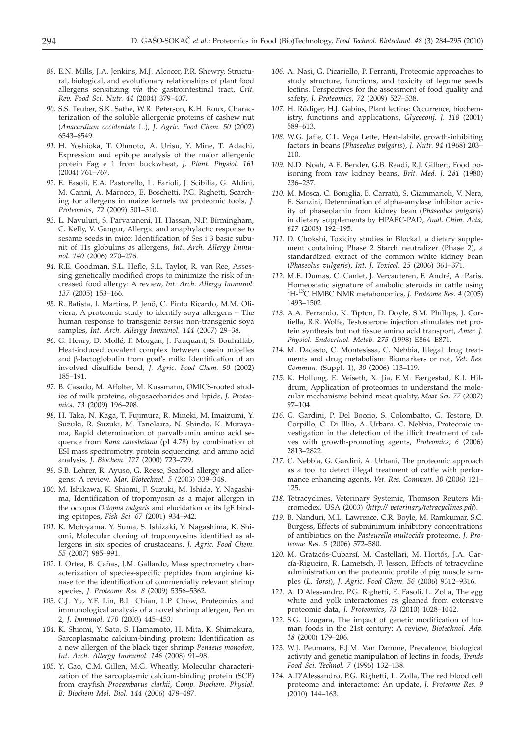89. E.N. Mills, J.A. Jenkins, M.J. Alcocer, P.R. Shewry, Structural, biological, and evolutionary relationships of plant food allergens sensitizing *via* the gastrointestinal tract, *Crit. Rev. Food Sci. Nutr. 44* (2004) 379–407.

90. S.S. Teuber, S.K. Sathe, W.R. Peterson, K.H. Roux, Characterization of the soluble allergenic proteins of cashew nut (*Anacardium occidentale* L.), *J. Agric. Food Chem. 50* (2002) 6543–6549.

91. H. Yoshioka, T. Ohmoto, A. Urisu, Y. Mine, T. Adachi, Expression and epitope analysis of the major allergenic protein Fag e 1 from buckwheat, *J. Plant. Physiol. 161* (2004) 761–767.

92. E. Fasoli, E.A. Pastorello, L. Farioli, J. Scibilia, G. Aldini, M. Carini, A. Marocco, E. Boschetti, P.G. Righetti, Searching for allergens in maize kernels *via* proteomic tools, *J. Proteomics, 72* (2009) 501–510.

93. L. Navuluri, S. Parvataneni, H. Hassan, N.P. Birmingham, C. Kelly, V. Gangur, Allergic and anaphylactic response to sesame seeds in mice: Identification of Ses i 3 basic subunit of 11s globulins as allergens, *Int. Arch. Allergy Immunol. 140* (2006) 270–276.

94. R.E. Goodman, S.L. Hefle, S.L. Taylor, R. van Ree, Assessing genetically modified crops to minimize the risk of increased food allergy: A review, *Int. Arch. Allergy Immunol. 137* (2005) 153–166.

95. R. Batista, I. Martins, P. Jenö, C. Pinto Ricardo, M.M. Oliviera, A proteomic study to identify soya allergens – The human response to transgenic *versus* non-transgenic soya samples, *Int. Arch. Allergy Immunol. 144* (2007) 29–38.

96. G. Henry, D. Mollé, F. Morgan, J. Fauquant, S. Bouhallab, Heat-induced covalent complex between casein micelles and β-lactoglobulin from goat's milk: Identification of an involved disulfide bond, *J. Agric. Food Chem. 50* (2002) 185–191.

97. B. Casado, M. Affolter, M. Kussmann, OMICS-rooted studies of milk proteins, oligosaccharides and lipids, *J. Proteomics, 73* (2009) 196–208.

98. H. Taka, N. Kaga, T. Fujimura, R. Mineki, M. Imaizumi, Y. Suzuki, R. Suzuki, M. Tanokura, N. Shindo, K. Murayama, Rapid determination of parvalbumin amino acid sequence from *Rana catesbeiana* (pI 4.78) by combination of ESI mass spectrometry, protein sequencing, and amino acid analysis, *J. Biochem. 127* (2000) 723–729.

99. S.B. Lehrer, R. Ayuso, G. Reese, Seafood allergy and allergens: A review, *Mar. Biotechnol. 5* (2003) 339–348.

100. M. Ishikawa, K. Shiomi, F. Suzuki, M. Ishida, Y. Nagashima, Identification of tropomyosin as a major allergen in the octopus *Octopus vulgaris* and elucidation of its IgE binding epitopes, *Fish Sci. 67* (2001) 934–942.

101. K. Motoyama, Y. Suma, S. Ishizaki, Y. Nagashima, K. Shiomi, Molecular cloning of tropomyosins identified as allergens in six species of crustaceans, *J. Agric. Food Chem. 55* (2007) 985–991.

102. I. Ortea, B. Cañas, J.M. Gallardo, Mass spectrometry characterization of species-specific peptides from arginine kinase for the identification of commercially relevant shrimp species, *J. Proteome Res. 8* (2009) 5356–5362.

103. C.J. Yu, Y.F. Lin, B.L. Chian, L.P. Chow, Proteomics and immunological analysis of a novel shrimp allergen, Pen m 2, *J. Immunol. 170* (2003) 445–453.

104. K. Shiomi, Y. Sato, S. Hamamoto, H. Mita, K. Shimakura, Sarcoplasmatic calcium-binding protein: Identification as a new allergen of the black tiger shrimp *Penaeus monodon*, *Int. Arch. Allergy Immunol. 146* (2008) 91–98.

105. Y. Gao, C.M. Gillen, M.G. Wheatly, Molecular characterization of the sarcoplasmic calcium-binding protein (SCP) from crayfish *Procambarus clarkii*, *Comp. Biochem. Physiol. B: Biochem Mol. Biol. 144* (2006) 478–487.

106. A. Nasi, G. Picariello, P. Ferranti, Proteomic approaches to study structure, functions, and toxicity of legume seeds lectins. Perspectives for the assessment of food quality and safety, *J. Proteomics, 72* (2009) 527–538.

107. H. Rüdiger, H.J. Gabius, Plant lectins: Occurrence, biochemistry, functions and applications, *Glycoconj. J. 118* (2001) 589–613.

108. W.G. Jaffe, C.L. Vega Lette, Heat-labile, growth-inhibiting factors in beans (*Phaseolus vulgaris*), *J. Nutr. 94* (1968) 203–210.

109. N.D. Noah, A.E. Bender, G.B. Readi, R.J. Gilbert, Food poisoning from raw kidney beans, *Brit. Med. J. 281* (1980) 236–237.

110. M. Mosca, C. Boniglia, B. Carratù, S. Giammarioli, V. Nera, E. Sanzini, Determination of alpha-amylase inhibitor activity of phaseolamin from kidney bean (*Phaseolus vulgaris*) in dietary supplements by HPAEC-PAD, *Anal. Chim. Acta, 617* (2008) 192–195.

111. D. Chokshi, Toxicity studies in Blockal, a dietary supplement containing Phase 2 Starch neutralizer (Phase 2), a standardized extract of the common white kidney bean (*Phaseolus vulgaris*), *Int. J. Toxicol. 25* (2006) 361–371.

112. M.E. Dumas, C. Canlet, J. Vercauteren, F. André, A. Paris, Homeostatic signature of anabolic steroids in cattle using $^{1}$H-$^{13}$C HMBC NMR metabonomics, *J. Proteome Res. 4* (2005) 1493–1502.

113. A.A. Ferrando, K. Tipton, D. Doyle, S.M. Phillips, J. Cortiella, R.R. Wolfe, Testosterone injection stimulates net protein synthesis but not tissue amino acid transport, *Amer. J. Physiol. Endocrinol. Metab. 275* (1998) E864–E871.

114. M. Dacasto, C. Montesissa, C. Nebbia, Illegal drug treatments and drug metabolism: Biomarkers or not, *Vet. Res. Commun.* (Suppl. 1), *30* (2006) 113–119.

115. K. Hollung, E. Veiseth, X. Jia, E.M. Færgestad, K.I. Hildrum, Application of proteomics to understand the molecular mechanisms behind meat quality, *Meat Sci. 77* (2007) 97–104.

116. G. Gardini, P. Del Boccio, S. Colombatto, G. Testore, D. Corpillo, C. Di Illio, A. Urbani, C. Nebbia, Proteomic investigation in the detection of the illicit treatment of calves with growth-promoting agents, *Proteomics, 6* (2006) 2813–2822.

117. C. Nebbia, G. Gardini, A. Urbani, The proteomic approach as a tool to detect illegal treatment of cattle with performance enhancing agents, *Vet. Res. Commun. 30* (2006) 121–125.

118. Tetracyclines, Veterinary Systemic, Thomson Reuters Micromedex, USA (2003) (*http:// veterinary/tetracyclines.pdf*).

119. B. Nanduri, M.L. Lawrence, C.R. Boyle, M. Ramkumar, S.C. Burgess, Effects of subminimum inhibitory concentrations of antibiotics on the *Pasteurella multocida* proteome, *J. Proteome Res. 5* (2006) 572–580.

120. M. Gratacós-Cubarsí, M. Castellari, M. Hortós, J.A. García-Rigueiro, R. Lametsch, F. Jessen, Effects of tetracycline administration on the proteomic profile of pig muscle samples (*L. dorsi*), *J. Agric. Food Chem. 56* (2006) 9312–9316.

121. A. D'Alessandro, P.G. Righetti, E. Fasoli, L. Zolla, The egg white and yolk interactomes as gleaned from extensive proteomic data, *J. Proteomics, 73* (2010) 1028–1042.

122. S.G. Uzogara, The impact of genetic modification of human foods in the 21st century: A review, *Biotechnol. Adv. 18* (2000) 179–206.

123. W.J. Peumans, E.J.M. Van Damme, Prevalence, biological activity and genetic manipulation of lectins in foods, *Trends Food Sci. Technol. 7* (1996) 132–138.

124. A.D'Alessandro, P.G. Righetti, L. Zolla, The red blood cell proteome and interactome: An update, *J. Proteome Res. 9* (2010) 144–163.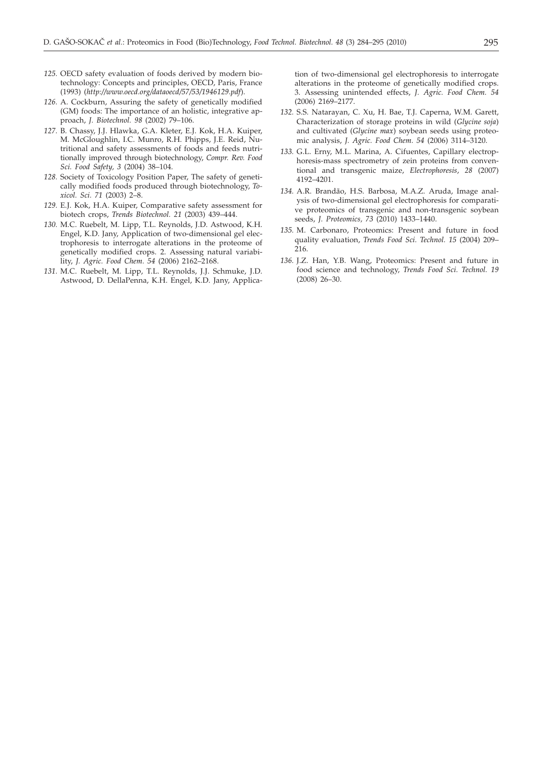*125.* OECD safety evaluation of foods derived by modern biotechnology: Concepts and principles, OECD, Paris, France (1993) (*http://www.oecd.org/dataoecd/57/53/1946129.pdf*).

*126.* A. Cockburn, Assuring the safety of genetically modified (GM) foods: The importance of an holistic, integrative approach, *J. Biotechnol. 98* (2002) 79–106.

*127.* B. Chassy, J.J. Hlawka, G.A. Kleter, E.J. Kok, H.A. Kuiper, M. McGloughlin, I.C. Munro, R.H. Phipps, J.E. Reid, Nutritional and safety assessments of foods and feeds nutritionally improved through biotechnology, *Compr. Rev. Food Sci. Food Safety, 3* (2004) 38–104.

*128.* Society of Toxicology Position Paper, The safety of genetically modified foods produced through biotechnology, *Toxicol. Sci. 71* (2003) 2–8.

*129.* E.J. Kok, H.A. Kuiper, Comparative safety assessment for biotech crops, *Trends Biotechnol. 21* (2003) 439–444.

*130.* M.C. Ruebelt, M. Lipp, T.L. Reynolds, J.D. Astwood, K.H. Engel, K.D. Jany, Application of two-dimensional gel electrophoresis to interrogate alterations in the proteome of genetically modified crops. 2. Assessing natural variability, *J. Agric. Food Chem. 54* (2006) 2162–2168.

*131.* M.C. Ruebelt, M. Lipp, T.L. Reynolds, J.J. Schmuke, J.D. Astwood, D. DellaPenna, K.H. Engel, K.D. Jany, Application of two-dimensional gel electrophoresis to interrogate alterations in the proteome of genetically modified crops. 3. Assessing unintended effects, *J. Agric. Food Chem. 54* (2006) 2169–2177.

*132.* S.S. Natarayan, C. Xu, H. Bae, T.J. Caperna, W.M. Garett, Characterization of storage proteins in wild (*Glycine soja*) and cultivated (*Glycine max*) soybean seeds using proteomic analysis, *J. Agric. Food Chem. 54* (2006) 3114–3120.

*133.* G.L. Erny, M.L. Marina, A. Cifuentes, Capillary electrophoresis-mass spectrometry of zein proteins from conventional and transgenic maize, *Electrophoresis, 28* (2007) 4192–4201.

*134.* A.R. Brandão, H.S. Barbosa, M.A.Z. Aruda, Image analysis of two-dimensional gel electrophoresis for comparative proteomics of transgenic and non-transgenic soybean seeds, *J. Proteomics, 73* (2010) 1433–1440.

*135.* M. Carbonaro, Proteomics: Present and future in food quality evaluation, *Trends Food Sci. Technol. 15* (2004) 209–216.

*136.* J.Z. Han, Y.B. Wang, Proteomics: Present and future in food science and technology, *Trends Food Sci. Technol. 19* (2008) 26–30.